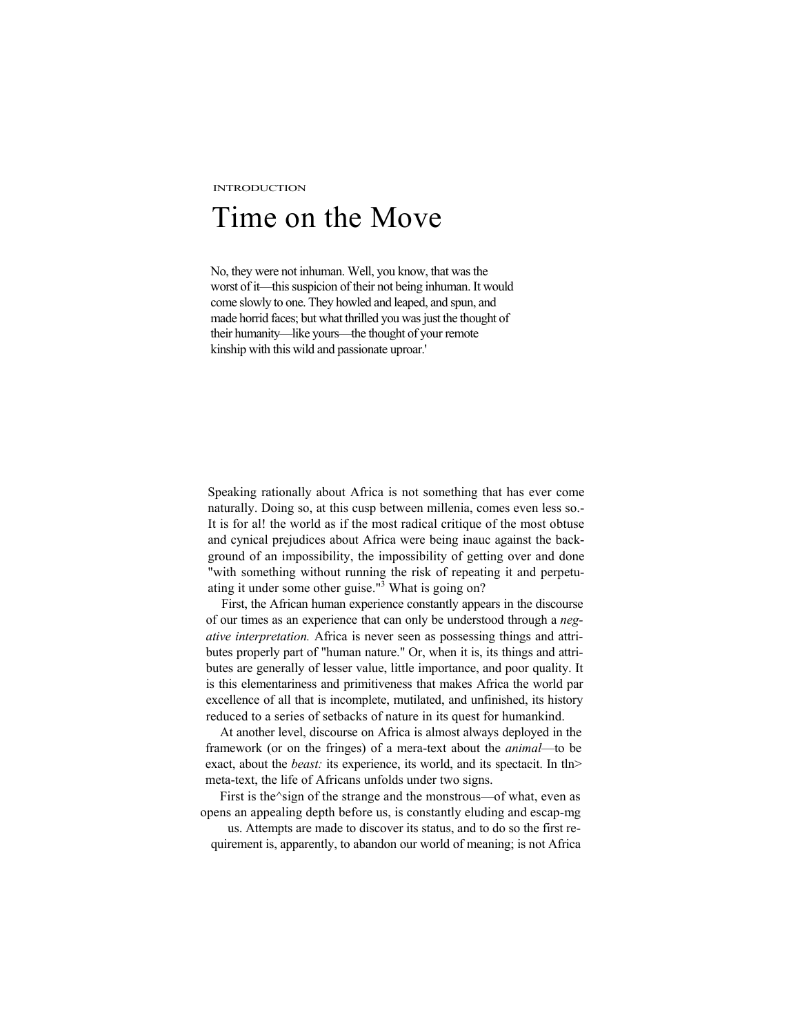INTRODUCTION

# Time on the Move

> No, they were not inhuman. Well, you know, that was the worst of it—this suspicion of their not being inhuman. It would come slowly to one. They howled and leaped, and spun, and made horrid faces; but what thrilled you was just the thought of their humanity—like yours—the thought of your remote kinship with this wild and passionate uproar.'

Speaking rationally about Africa is not something that has ever come naturally. Doing so, at this cusp between millenia, comes even less so.- It is for al! the world as if the most radical critique of the most obtuse and cynical prejudices about Africa were being inauc against the background of an impossibility, the impossibility of getting over and done "with something without running the risk of repeating it and perpetuating it under some other guise."[3] What is going on?

First, the African human experience constantly appears in the discourse of our times as an experience that can only be understood through a *negative interpretation.* Africa is never seen as possessing things and attributes properly part of "human nature." Or, when it is, its things and attributes are generally of lesser value, little importance, and poor quality. It is this elementariness and primitiveness that makes Africa the world par excellence of all that is incomplete, mutilated, and unfinished, its history reduced to a series of setbacks of nature in its quest for humankind.

At another level, discourse on Africa is almost always deployed in the framework (or on the fringes) of a mera-text about the *animal*—to be exact, about the *beast:* its experience, its world, and its spectacit. In tln> meta-text, the life of Africans unfolds under two signs.

First is the^sign of the strange and the monstrous—of what, even as opens an appealing depth before us, is constantly eluding and escap-mg us. Attempts are made to discover its status, and to do so the first requirement is, apparently, to abandon our world of meaning; is not Africa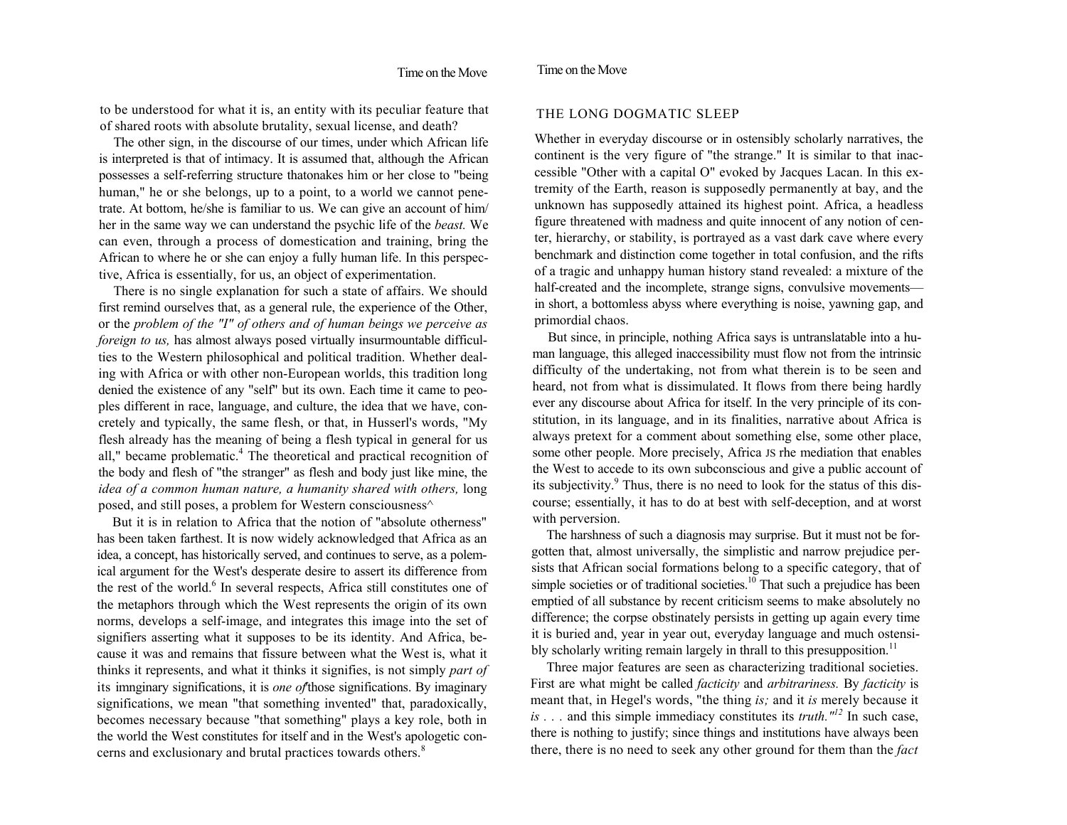to be understood for what it is, an entity with its peculiar feature that of shared roots with absolute brutality, sexual license, and death?

The other sign, in the discourse of our times, under which African life is interpreted is that of intimacy. It is assumed that, although the African possesses a self-referring structure thatonakes him or her close to "being human," he or she belongs, up to a point, to a world we cannot penetrate. At bottom, he/she is familiar to us. We can give an account of him/her in the same way we can understand the psychic life of the *beast.* We can even, through a process of domestication and training, bring the African to where he or she can enjoy a fully human life. In this perspective, Africa is essentially, for us, an object of experimentation.

There is no single explanation for such a state of affairs. We should first remind ourselves that, as a general rule, the experience of the Other, or the *problem of the "I" of others and of human beings we perceive as foreign to us,* has almost always posed virtually insurmountable difficulties to the Western philosophical and political tradition. Whether dealing with Africa or with other non-European worlds, this tradition long denied the existence of any "self" but its own. Each time it came to peoples different in race, language, and culture, the idea that we have, concretely and typically, the same flesh, or that, in Husserl's words, "My flesh already has the meaning of being a flesh typical in general for us all," became problematic.[4] The theoretical and practical recognition of the body and flesh of "the stranger" as flesh and body just like mine, the *idea of a common human nature, a humanity shared with others,* long posed, and still poses, a problem for Western consciousness^

But it is in relation to Africa that the notion of "absolute otherness" has been taken farthest. It is now widely acknowledged that Africa as an idea, a concept, has historically served, and continues to serve, as a polemical argument for the West's desperate desire to assert its difference from the rest of the world.[6] In several respects, Africa still constitutes one of the metaphors through which the West represents the origin of its own norms, develops a self-image, and integrates this image into the set of signifiers asserting what it supposes to be its identity. And Africa, because it was and remains that fissure between what the West is, what it thinks it represents, and what it thinks it signifies, is not simply *part of* its imnginary significations, it is *one of* those significations. By imaginary significations, we mean "that something invented" that, paradoxically, becomes necessary because "that something" plays a key role, both in the world the West constitutes for itself and in the West's apologetic concerns and exclusionary and brutal practices towards others.[8]

## THE LONG DOGMATIC SLEEP

Whether in everyday discourse or in ostensibly scholarly narratives, the continent is the very figure of "the strange." It is similar to that inaccessible "Other with a capital O" evoked by Jacques Lacan. In this extremity of the Earth, reason is supposedly permanently at bay, and the unknown has supposedly attained its highest point. Africa, a headless figure threatened with madness and quite innocent of any notion of center, hierarchy, or stability, is portrayed as a vast dark cave where every benchmark and distinction come together in total confusion, and the rifts of a tragic and unhappy human history stand revealed: a mixture of the half-created and the incomplete, strange signs, convulsive movements—in short, a bottomless abyss where everything is noise, yawning gap, and primordial chaos.

But since, in principle, nothing Africa says is untranslatable into a human language, this alleged inaccessibility must flow not from the intrinsic difficulty of the undertaking, not from what therein is to be seen and heard, not from what is dissimulated. It flows from there being hardly ever any discourse about Africa for itself. In the very principle of its constitution, in its language, and in its finalities, narrative about Africa is always pretext for a comment about something else, some other place, some other people. More precisely, Africa JS rhe mediation that enables the West to accede to its own subconscious and give a public account of its subjectivity.[9] Thus, there is no need to look for the status of this discourse; essentially, it has to do at best with self-deception, and at worst with perversion.

The harshness of such a diagnosis may surprise. But it must not be forgotten that, almost universally, the simplistic and narrow prejudice persists that African social formations belong to a specific category, that of simple societies or of traditional societies.[10] That such a prejudice has been emptied of all substance by recent criticism seems to make absolutely no difference; the corpse obstinately persists in getting up again every time it is buried and, year in year out, everyday language and much ostensibly scholarly writing remain largely in thrall to this presupposition.[11]

Three major features are seen as characterizing traditional societies. First are what might be called *facticity* and *arbitrariness.* By *facticity* is meant that, in Hegel's words, "the thing *is;* and it *is* merely because it *is* . . . and this simple immediacy constitutes its *truth."*[12] In such case, there is nothing to justify; since things and institutions have always been there, there is no need to seek any other ground for them than the *fact*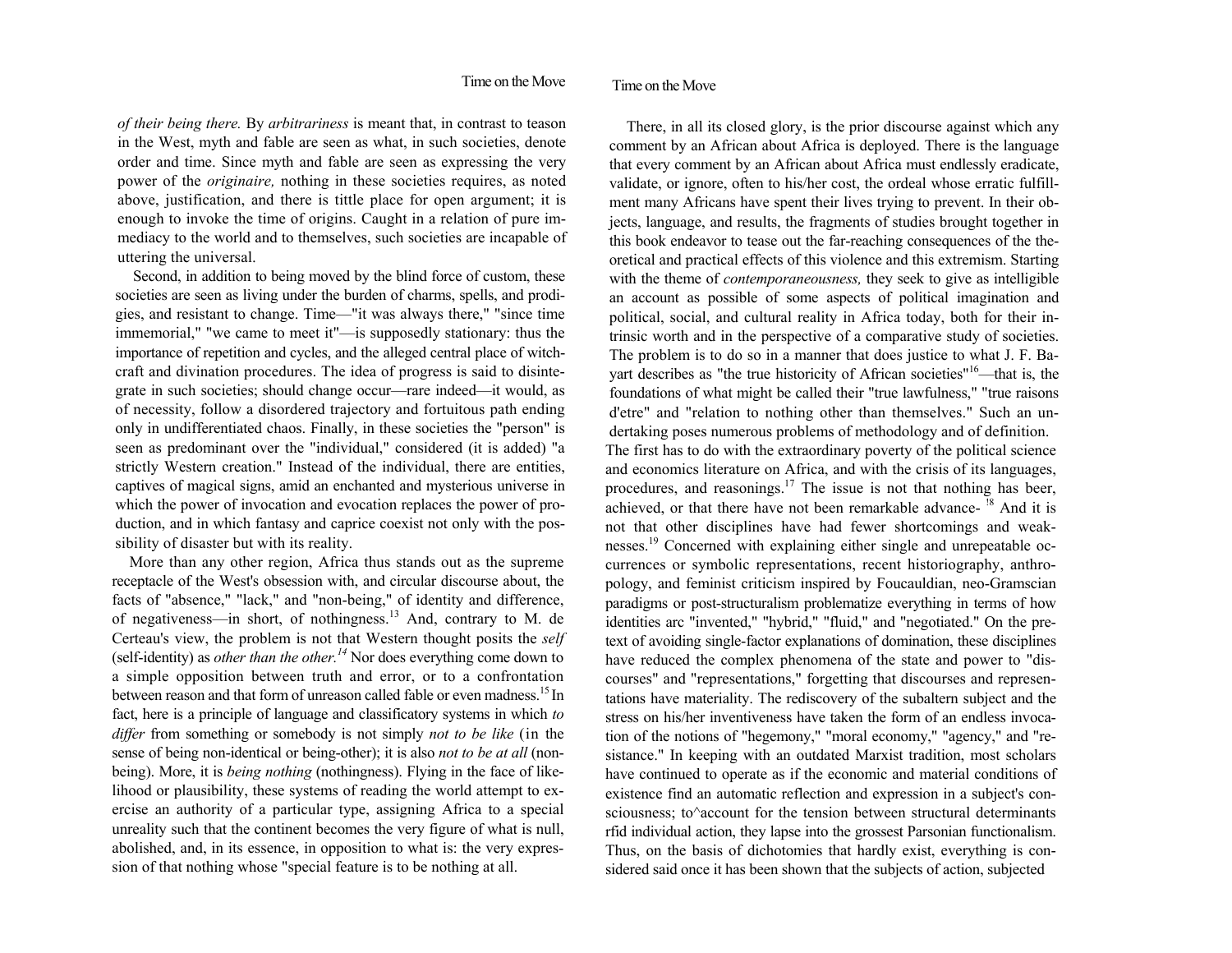*of their being there.* By *arbitrariness* is meant that, in contrast to teason in the West, myth and fable are seen as what, in such societies, denote order and time. Since myth and fable are seen as expressing the very power of the *originaire,* nothing in these societies requires, as noted above, justification, and there is tittle place for open argument; it is enough to invoke the time of origins. Caught in a relation of pure immediacy to the world and to themselves, such societies are incapable of uttering the universal.

Second, in addition to being moved by the blind force of custom, these societies are seen as living under the burden of charms, spells, and prodigies, and resistant to change. Time—"it was always there," "since time immemorial," "we came to meet it"—is supposedly stationary: thus the importance of repetition and cycles, and the alleged central place of witchcraft and divination procedures. The idea of progress is said to disintegrate in such societies; should change occur—rare indeed—it would, as of necessity, follow a disordered trajectory and fortuitous path ending only in undifferentiated chaos. Finally, in these societies the "person" is seen as predominant over the "individual," considered (it is added) "a strictly Western creation." Instead of the individual, there are entities, captives of magical signs, amid an enchanted and mysterious universe in which the power of invocation and evocation replaces the power of production, and in which fantasy and caprice coexist not only with the possibility of disaster but with its reality.

More than any other region, Africa thus stands out as the supreme receptacle of the West's obsession with, and circular discourse about, the facts of "absence," "lack," and "non-being," of identity and difference, of negativeness—in short, of nothingness.[13] And, contrary to M. de Certeau's view, the problem is not that Western thought posits the *self* (self-identity) as *other than the other.*[14] Nor does everything come down to a simple opposition between truth and error, or to a confrontation between reason and that form of unreason called fable or even madness.[15] In fact, here is a principle of language and classificatory systems in which *to differ* from something or somebody is not simply *not to be like* (in the sense of being non-identical or being-other); it is also *not to be at all* (non-being). More, it is *being nothing* (nothingness). Flying in the face of likelihood or plausibility, these systems of reading the world attempt to exercise an authority of a particular type, assigning Africa to a special unreality such that the continent becomes the very figure of what is null, abolished, and, in its essence, in opposition to what is: the very expression of that nothing whose "special feature is to be nothing at all.

There, in all its closed glory, is the prior discourse against which any comment by an African about Africa is deployed. There is the language that every comment by an African about Africa must endlessly eradicate, validate, or ignore, often to his/her cost, the ordeal whose erratic fulfillment many Africans have spent their lives trying to prevent. In their objects, language, and results, the fragments of studies brought together in this book endeavor to tease out the far-reaching consequences of the theoretical and practical effects of this violence and this extremism. Starting with the theme of *contemporaneousness,* they seek to give as intelligible an account as possible of some aspects of political imagination and political, social, and cultural reality in Africa today, both for their intrinsic worth and in the perspective of a comparative study of societies. The problem is to do so in a manner that does justice to what J. F. Bayart describes as "the true historicity of African societies"[16]—that is, the foundations of what might be called their "true lawfulness," "true raisons d'etre" and "relation to nothing other than themselves." Such an undertaking poses numerous problems of methodology and of definition.

The first has to do with the extraordinary poverty of the political science and economics literature on Africa, and with the crisis of its languages, procedures, and reasonings.[17] The issue is not that nothing has beer, achieved, or that there have not been remarkable advance- [18] And it is not that other disciplines have had fewer shortcomings and weaknesses.[19] Concerned with explaining either single and unrepeatable occurrences or symbolic representations, recent historiography, anthropology, and feminist criticism inspired by Foucauldian, neo-Gramscian paradigms or post-structuralism problematize everything in terms of how identities arc "invented," "hybrid," "fluid," and "negotiated." On the pretext of avoiding single-factor explanations of domination, these disciplines have reduced the complex phenomena of the state and power to "discourses" and "representations," forgetting that discourses and representations have materiality. The rediscovery of the subaltern subject and the stress on his/her inventiveness have taken the form of an endless invocation of the notions of "hegemony," "moral economy," "agency," and "resistance." In keeping with an outdated Marxist tradition, most scholars have continued to operate as if the economic and material conditions of existence find an automatic reflection and expression in a subject's consciousness; to^account for the tension between structural determinants rfid individual action, they lapse into the grossest Parsonian functionalism. Thus, on the basis of dichotomies that hardly exist, everything is considered said once it has been shown that the subjects of action, subjected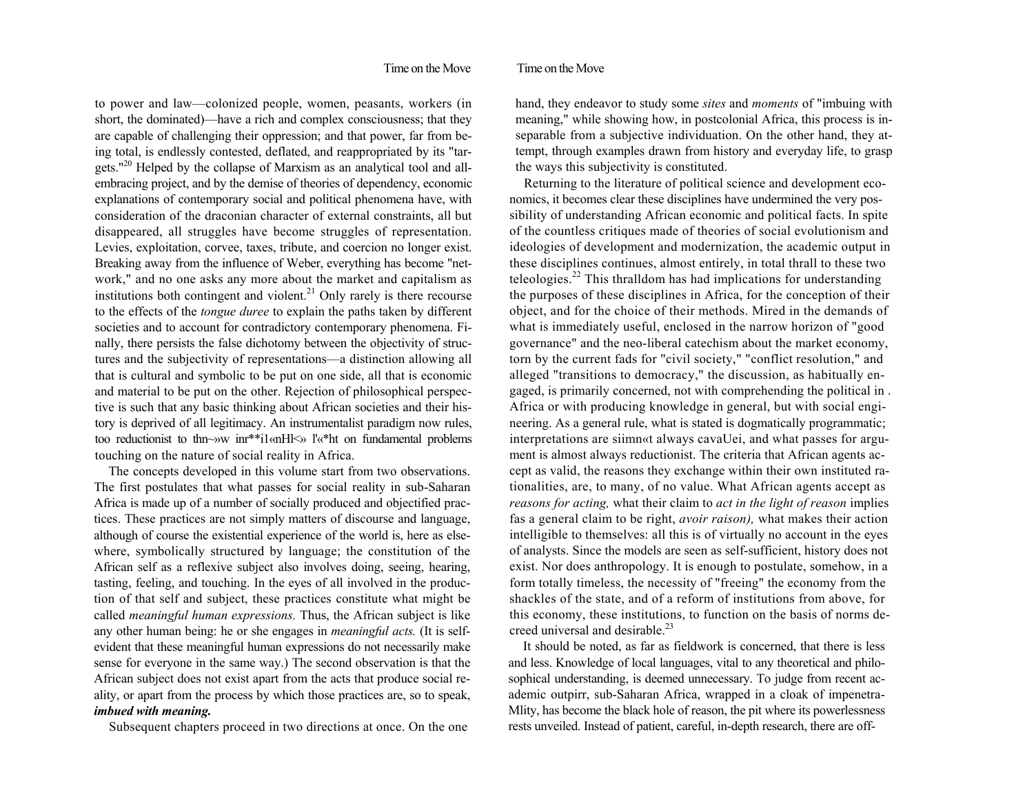to power and law—colonized people, women, peasants, workers (in short, the dominated)—have a rich and complex consciousness; that they are capable of challenging their oppression; and that power, far from being total, is endlessly contested, deflated, and reappropriated by its "targets."[20] Helped by the collapse of Marxism as an analytical tool and all-embracing project, and by the demise of theories of dependency, economic explanations of contemporary social and political phenomena have, with consideration of the draconian character of external constraints, all but disappeared, all struggles have become struggles of representation. Levies, exploitation, corvee, taxes, tribute, and coercion no longer exist. Breaking away from the influence of Weber, everything has become "network," and no one asks any more about the market and capitalism as institutions both contingent and violent.[21] Only rarely is there recourse to the effects of the *tongue duree* to explain the paths taken by different societies and to account for contradictory contemporary phenomena. Finally, there persists the false dichotomy between the objectivity of structures and the subjectivity of representations—a distinction allowing all that is cultural and symbolic to be put on one side, all that is economic and material to be put on the other. Rejection of philosophical perspective is such that any basic thinking about African societies and their history is deprived of all legitimacy. An instrumentalist paradigm now rules, too reductionist to thn~»w inr**i1«nHl<» l'«*ht on fundamental problems touching on the nature of social reality in Africa.

The concepts developed in this volume start from two observations. The first postulates that what passes for social reality in sub-Saharan Africa is made up of a number of socially produced and objectified practices. These practices are not simply matters of discourse and language, although of course the existential experience of the world is, here as elsewhere, symbolically structured by language; the constitution of the African self as a reflexive subject also involves doing, seeing, hearing, tasting, feeling, and touching. In the eyes of all involved in the production of that self and subject, these practices constitute what might be called *meaningful human expressions.* Thus, the African subject is like any other human being: he or she engages in *meaningful acts.* (It is self-evident that these meaningful human expressions do not necessarily make sense for everyone in the same way.) The second observation is that the African subject does not exist apart from the acts that produce social reality, or apart from the process by which those practices are, so to speak, ***imbued with meaning.***

Subsequent chapters proceed in two directions at once. On the one hand, they endeavor to study some *sites* and *moments* of "imbuing with meaning," while showing how, in postcolonial Africa, this process is inseparable from a subjective individuation. On the other hand, they attempt, through examples drawn from history and everyday life, to grasp the ways this subjectivity is constituted.

Returning to the literature of political science and development economics, it becomes clear these disciplines have undermined the very possibility of understanding African economic and political facts. In spite of the countless critiques made of theories of social evolutionism and ideologies of development and modernization, the academic output in these disciplines continues, almost entirely, in total thrall to these two teleologies.[22] This thralldom has had implications for understanding the purposes of these disciplines in Africa, for the conception of their object, and for the choice of their methods. Mired in the demands of what is immediately useful, enclosed in the narrow horizon of "good governance" and the neo-liberal catechism about the market economy, torn by the current fads for "civil society," "conflict resolution," and alleged "transitions to democracy," the discussion, as habitually engaged, is primarily concerned, not with comprehending the political in . Africa or with producing knowledge in general, but with social engineering. As a general rule, what is stated is dogmatically programmatic; interpretations are siimn«t always cavaUei, and what passes for argument is almost always reductionist. The criteria that African agents accept as valid, the reasons they exchange within their own instituted rationalities, are, to many, of no value. What African agents accept as *reasons for acting,* what their claim to *act in the light of reason* implies fas a general claim to be right, *avoir raison),* what makes their action intelligible to themselves: all this is of virtually no account in the eyes of analysts. Since the models are seen as self-sufficient, history does not exist. Nor does anthropology. It is enough to postulate, somehow, in a form totally timeless, the necessity of "freeing" the economy from the shackles of the state, and of a reform of institutions from above, for this economy, these institutions, to function on the basis of norms decreed universal and desirable.[23]

It should be noted, as far as fieldwork is concerned, that there is less and less. Knowledge of local languages, vital to any theoretical and philosophical understanding, is deemed unnecessary. To judge from recent academic outpirr, sub-Saharan Africa, wrapped in a cloak of impenetra-Mlity, has become the black hole of reason, the pit where its powerlessness rests unveiled. Instead of patient, careful, in-depth research, there are off-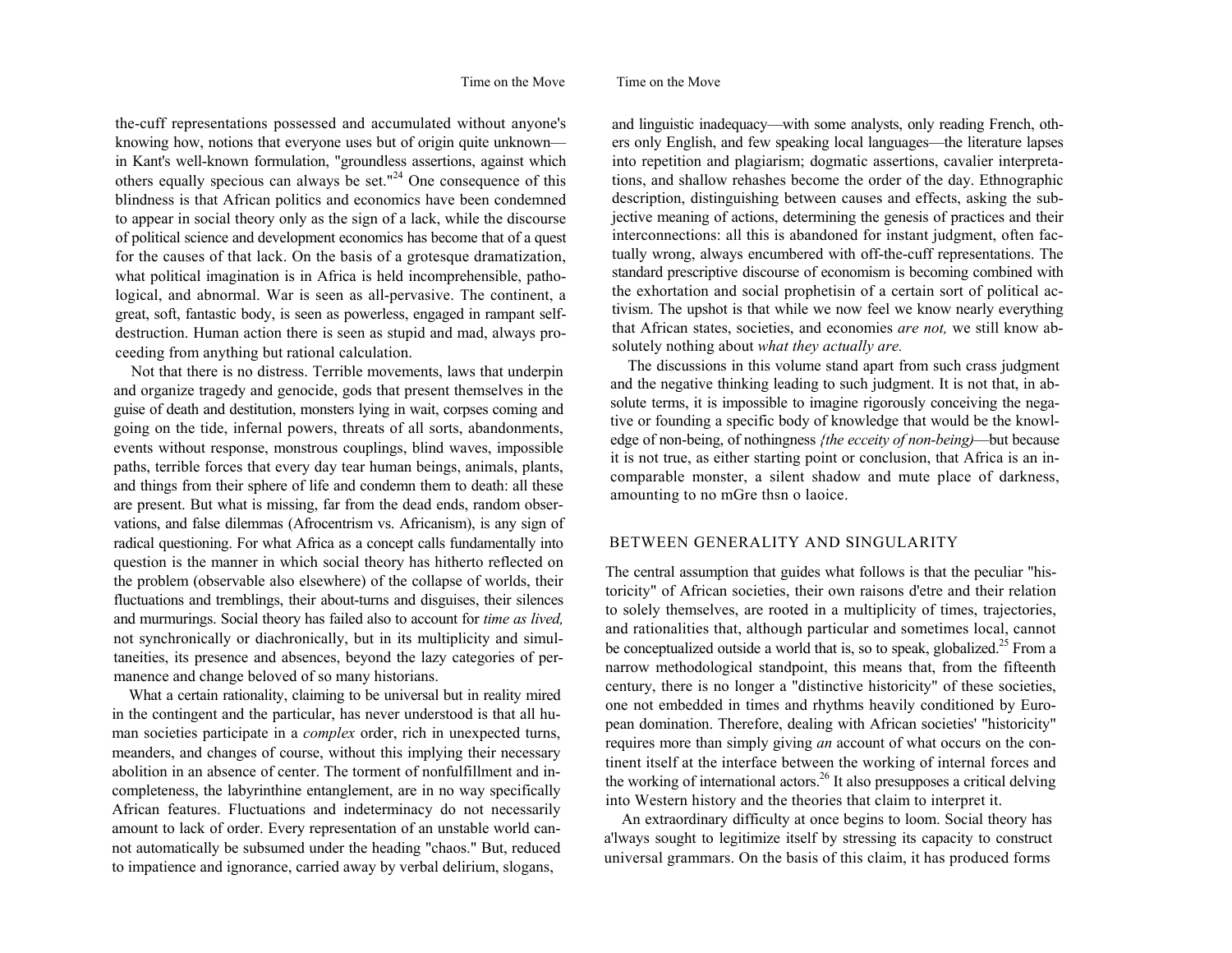the-cuff representations possessed and accumulated without anyone's knowing how, notions that everyone uses but of origin quite unknown—in Kant's well-known formulation, "groundless assertions, against which others equally specious can always be set."[24] One consequence of this blindness is that African politics and economics have been condemned to appear in social theory only as the sign of a lack, while the discourse of political science and development economics has become that of a quest for the causes of that lack. On the basis of a grotesque dramatization, what political imagination is in Africa is held incomprehensible, pathological, and abnormal. War is seen as all-pervasive. The continent, a great, soft, fantastic body, is seen as powerless, engaged in rampant self-destruction. Human action there is seen as stupid and mad, always proceeding from anything but rational calculation.

Not that there is no distress. Terrible movements, laws that underpin and organize tragedy and genocide, gods that present themselves in the guise of death and destitution, monsters lying in wait, corpses coming and going on the tide, infernal powers, threats of all sorts, abandonments, events without response, monstrous couplings, blind waves, impossible paths, terrible forces that every day tear human beings, animals, plants, and things from their sphere of life and condemn them to death: all these are present. But what is missing, far from the dead ends, random observations, and false dilemmas (Afrocentrism vs. Africanism), is any sign of radical questioning. For what Africa as a concept calls fundamentally into question is the manner in which social theory has hitherto reflected on the problem (observable also elsewhere) of the collapse of worlds, their fluctuations and tremblings, their about-turns and disguises, their silences and murmurings. Social theory has failed also to account for *time as lived,* not synchronically or diachronically, but in its multiplicity and simultaneities, its presence and absences, beyond the lazy categories of permanence and change beloved of so many historians.

What a certain rationality, claiming to be universal but in reality mired in the contingent and the particular, has never understood is that all human societies participate in a *complex* order, rich in unexpected turns, meanders, and changes of course, without this implying their necessary abolition in an absence of center. The torment of nonfulfillment and incompleteness, the labyrinthine entanglement, are in no way specifically African features. Fluctuations and indeterminacy do not necessarily amount to lack of order. Every representation of an unstable world cannot automatically be subsumed under the heading "chaos." But, reduced to impatience and ignorance, carried away by verbal delirium, slogans, and linguistic inadequacy—with some analysts, only reading French, others only English, and few speaking local languages—the literature lapses into repetition and plagiarism; dogmatic assertions, cavalier interpretations, and shallow rehashes become the order of the day. Ethnographic description, distinguishing between causes and effects, asking the subjective meaning of actions, determining the genesis of practices and their interconnections: all this is abandoned for instant judgment, often factually wrong, always encumbered with off-the-cuff representations. The standard prescriptive discourse of economism is becoming combined with the exhortation and social prophetisin of a certain sort of political activism. The upshot is that while we now feel we know nearly everything that African states, societies, and economies *are not,* we still know absolutely nothing about *what they actually are.*

The discussions in this volume stand apart from such crass judgment and the negative thinking leading to such judgment. It is not that, in absolute terms, it is impossible to imagine rigorously conceiving the negative or founding a specific body of knowledge that would be the knowledge of non-being, of nothingness *{the ecceity of non-being)*—but because it is not true, as either starting point or conclusion, that Africa is an incomparable monster, a silent shadow and mute place of darkness, amounting to no mGre thsn o laoice.

## BETWEEN GENERALITY AND SINGULARITY

The central assumption that guides what follows is that the peculiar "historicity" of African societies, their own raisons d'etre and their relation to solely themselves, are rooted in a multiplicity of times, trajectories, and rationalities that, although particular and sometimes local, cannot be conceptualized outside a world that is, so to speak, globalized.[25] From a narrow methodological standpoint, this means that, from the fifteenth century, there is no longer a "distinctive historicity" of these societies, one not embedded in times and rhythms heavily conditioned by European domination. Therefore, dealing with African societies' "historicity" requires more than simply giving *an* account of what occurs on the continent itself at the interface between the working of internal forces and the working of international actors.[26] It also presupposes a critical delving into Western history and the theories that claim to interpret it.

An extraordinary difficulty at once begins to loom. Social theory has a'lways sought to legitimize itself by stressing its capacity to construct universal grammars. On the basis of this claim, it has produced forms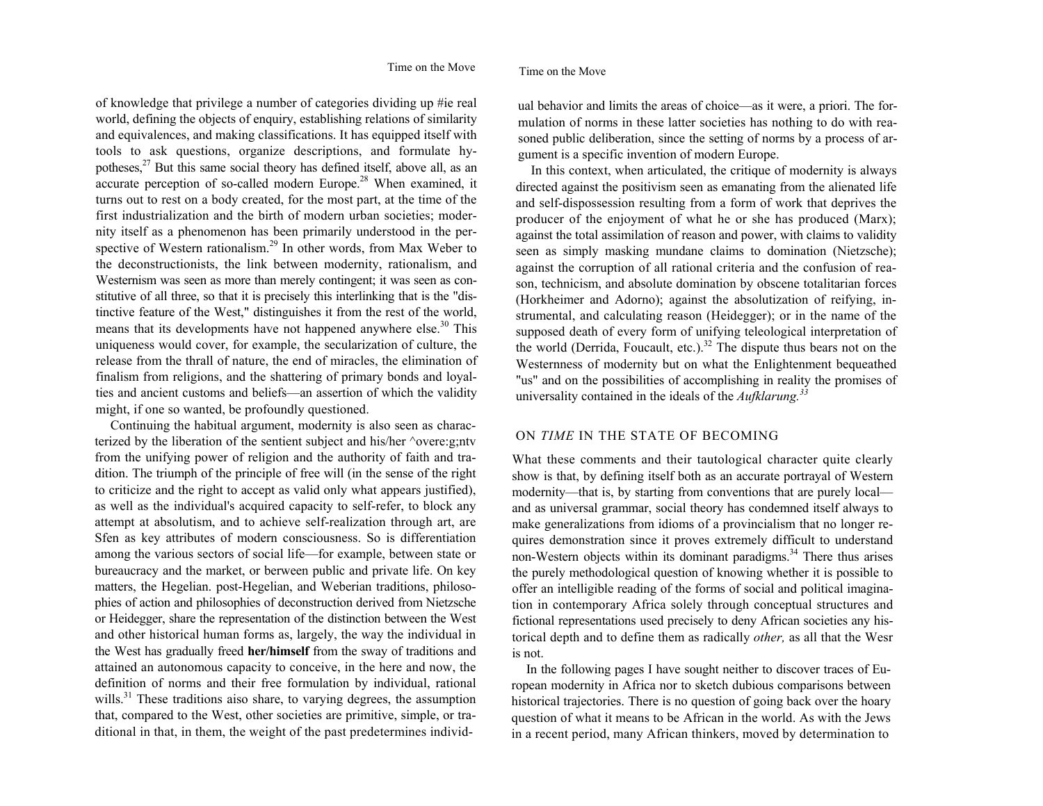of knowledge that privilege a number of categories dividing up #ie real world, defining the objects of enquiry, establishing relations of similarity and equivalences, and making classifications. It has equipped itself with tools to ask questions, organize descriptions, and formulate hypotheses,[27] But this same social theory has defined itself, above all, as an accurate perception of so-called modern Europe.[28] When examined, it turns out to rest on a body created, for the most part, at the time of the first industrialization and the birth of modern urban societies; modernity itself as a phenomenon has been primarily understood in the perspective of Western rationalism.[29] In other words, from Max Weber to the deconstructionists, the link between modernity, rationalism, and Westernism was seen as more than merely contingent; it was seen as constitutive of all three, so that it is precisely this interlinking that is the "distinctive feature of the West," distinguishes it from the rest of the world, means that its developments have not happened anywhere else.[30] This uniqueness would cover, for example, the secularization of culture, the release from the thrall of nature, the end of miracles, the elimination of finalism from religions, and the shattering of primary bonds and loyalties and ancient customs and beliefs—an assertion of which the validity might, if one so wanted, be profoundly questioned.

Continuing the habitual argument, modernity is also seen as characterized by the liberation of the sentient subject and his/her ^overe:g;ntv from the unifying power of religion and the authority of faith and tradition. The triumph of the principle of free will (in the sense of the right to criticize and the right to accept as valid only what appears justified), as well as the individual's acquired capacity to self-refer, to block any attempt at absolutism, and to achieve self-realization through art, are Sfen as key attributes of modern consciousness. So is differentiation among the various sectors of social life—for example, between state or bureaucracy and the market, or berween public and private life. On key matters, the Hegelian. post-Hegelian, and Weberian traditions, philosophies of action and philosophies of deconstruction derived from Nietzsche or Heidegger, share the representation of the distinction between the West and other historical human forms as, largely, the way the individual in the West has gradually freed **her/himself** from the sway of traditions and attained an autonomous capacity to conceive, in the here and now, the definition of norms and their free formulation by individual, rational wills.[31] These traditions aiso share, to varying degrees, the assumption that, compared to the West, other societies are primitive, simple, or traditional in that, in them, the weight of the past predetermines individual behavior and limits the areas of choice—as it were, a priori. The formulation of norms in these latter societies has nothing to do with reasoned public deliberation, since the setting of norms by a process of argument is a specific invention of modern Europe.

In this context, when articulated, the critique of modernity is always directed against the positivism seen as emanating from the alienated life and self-dispossession resulting from a form of work that deprives the producer of the enjoyment of what he or she has produced (Marx); against the total assimilation of reason and power, with claims to validity seen as simply masking mundane claims to domination (Nietzsche); against the corruption of all rational criteria and the confusion of reason, technicism, and absolute domination by obscene totalitarian forces (Horkheimer and Adorno); against the absolutization of reifying, instrumental, and calculating reason (Heidegger); or in the name of the supposed death of every form of unifying teleological interpretation of the world (Derrida, Foucault, etc.).[32] The dispute thus bears not on the Westernness of modernity but on what the Enlightenment bequeathed "us" and on the possibilities of accomplishing in reality the promises of universality contained in the ideals of the *Aufklarung.*[33]

## ON *TIME* IN THE STATE OF BECOMING

What these comments and their tautological character quite clearly show is that, by defining itself both as an accurate portrayal of Western modernity—that is, by starting from conventions that are purely local—and as universal grammar, social theory has condemned itself always to make generalizations from idioms of a provincialism that no longer requires demonstration since it proves extremely difficult to understand non-Western objects within its dominant paradigms.[34] There thus arises the purely methodological question of knowing whether it is possible to offer an intelligible reading of the forms of social and political imagination in contemporary Africa solely through conceptual structures and fictional representations used precisely to deny African societies any historical depth and to define them as radically *other,* as all that the Wesr is not.

In the following pages I have sought neither to discover traces of European modernity in Africa nor to sketch dubious comparisons between historical trajectories. There is no question of going back over the hoary question of what it means to be African in the world. As with the Jews in a recent period, many African thinkers, moved by determination to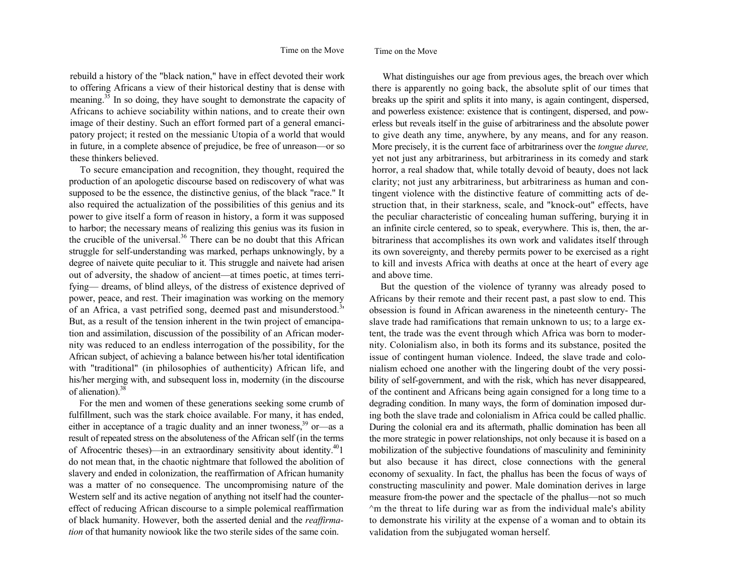rebuild a history of the "black nation," have in effect devoted their work to offering Africans a view of their historical destiny that is dense with meaning.[35] In so doing, they have sought to demonstrate the capacity of Africans to achieve sociability within nations, and to create their own image of their destiny. Such an effort formed part of a general emancipatory project; it rested on the messianic Utopia of a world that would in future, in a complete absence of prejudice, be free of unreason—or so these thinkers believed.

To secure emancipation and recognition, they thought, required the production of an apologetic discourse based on rediscovery of what was supposed to be the essence, the distinctive genius, of the black "race." It also required the actualization of the possibilities of this genius and its power to give itself a form of reason in history, a form it was supposed to harbor; the necessary means of realizing this genius was its fusion in the crucible of the universal.[36] There can be no doubt that this African struggle for self-understanding was marked, perhaps unknowingly, by a degree of naivete quite peculiar to it. This struggle and naivete had arisen out of adversity, the shadow of ancient—at times poetic, at times terrifying— dreams, of blind alleys, of the distress of existence deprived of power, peace, and rest. Their imagination was working on the memory of an Africa, a vast petrified song, deemed past and misunderstood.[3'] But, as a result of the tension inherent in the twin project of emancipation and assimilation, discussion of the possibility of an African modernity was reduced to an endless interrogation of the possibility, for the African subject, of achieving a balance between his/her total identification with "traditional" (in philosophies of authenticity) African life, and his/her merging with, and subsequent loss in, modernity (in the discourse of alienation).[38]

For the men and women of these generations seeking some crumb of fulfillment, such was the stark choice available. For many, it has ended, either in acceptance of a tragic duality and an inner twoness,[39] or—as a result of repeated stress on the absoluteness of the African self (in the terms of Afrocentric theses)—in an extraordinary sensitivity about identity.[40]1 do not mean that, in the chaotic nightmare that followed the abolition of slavery and ended in colonization, the reaffirmation of African humanity was a matter of no consequence. The uncompromising nature of the Western self and its active negation of anything not itself had the countereffect of reducing African discourse to a simple polemical reaffirmation of black humanity. However, both the asserted denial and the *reaffirmation* of that humanity nowiook like the two sterile sides of the same coin.

What distinguishes our age from previous ages, the breach over which there is apparently no going back, the absolute split of our times that breaks up the spirit and splits it into many, is again contingent, dispersed, and powerless existence: existence that is contingent, dispersed, and powerless but reveals itself in the guise of arbitrariness and the absolute power to give death any time, anywhere, by any means, and for any reason. More precisely, it is the current face of arbitrariness over the *tongue duree,* yet not just any arbitrariness, but arbitrariness in its comedy and stark horror, a real shadow that, while totally devoid of beauty, does not lack clarity; not just any arbitrariness, but arbitrariness as human and contingent violence with the distinctive feature of committing acts of destruction that, in their starkness, scale, and "knock-out" effects, have the peculiar characteristic of concealing human suffering, burying it in an infinite circle centered, so to speak, everywhere. This is, then, the arbitrariness that accomplishes its own work and validates itself through its own sovereignty, and thereby permits power to be exercised as a right to kill and invests Africa with deaths at once at the heart of every age and above time.

But the question of the violence of tyranny was already posed to Africans by their remote and their recent past, a past slow to end. This obsession is found in African awareness in the nineteenth century- The slave trade had ramifications that remain unknown to us; to a large extent, the trade was the event through which Africa was born to modernity. Colonialism also, in both its forms and its substance, posited the issue of contingent human violence. Indeed, the slave trade and colonialism echoed one another with the lingering doubt of the very possibility of self-government, and with the risk, which has never disappeared, of the continent and Africans being again consigned for a long time to a degrading condition. In many ways, the form of domination imposed during both the slave trade and colonialism in Africa could be called phallic. During the colonial era and its aftermath, phallic domination has been all the more strategic in power relationships, not only because it is based on a mobilization of the subjective foundations of masculinity and femininity but also because it has direct, close connections with the general economy of sexuality. In fact, the phallus has been the focus of ways of constructing masculinity and power. Male domination derives in large measure from-the power and the spectacle of the phallus—not so much ^m the threat to life during war as from the individual male's ability to demonstrate his virility at the expense of a woman and to obtain its validation from the subjugated woman herself.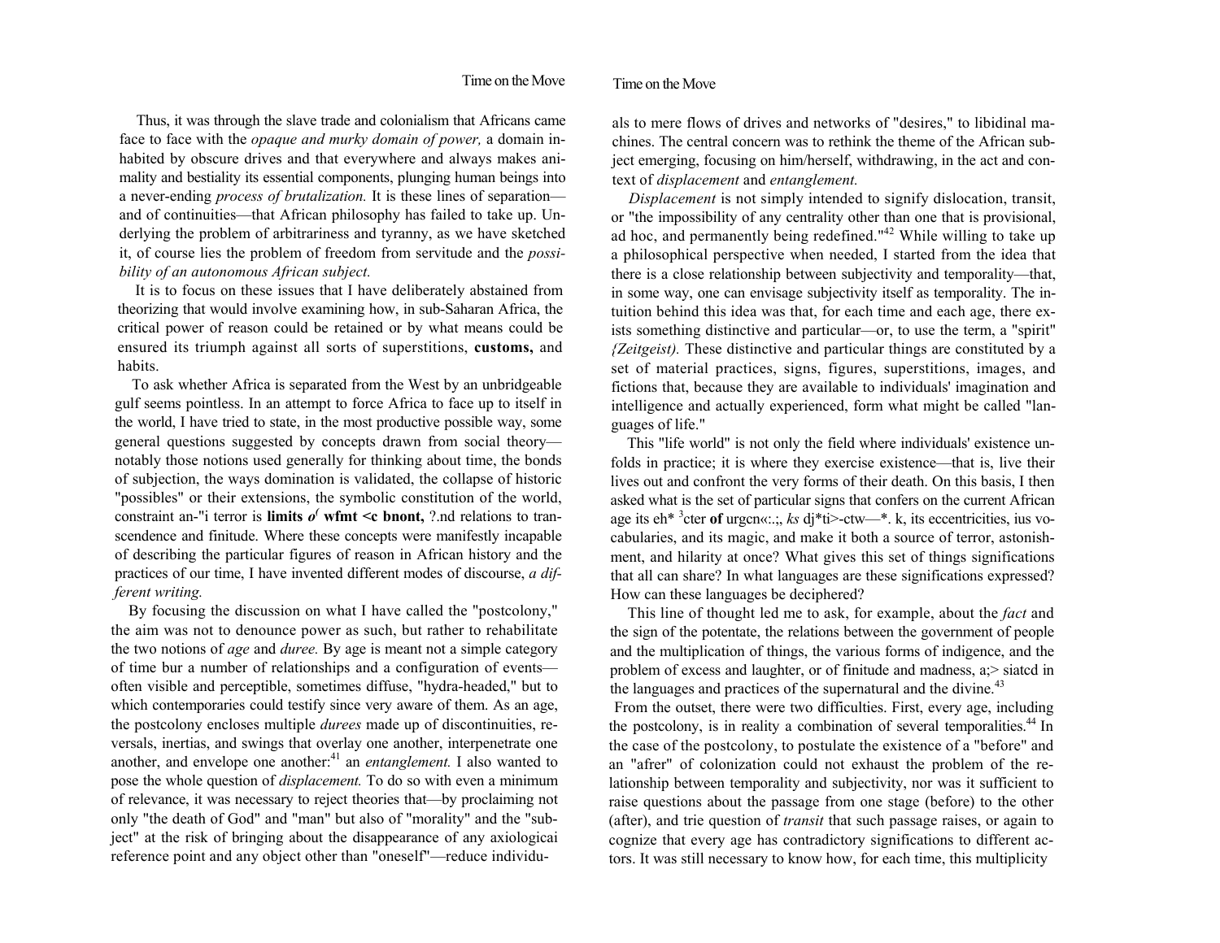Thus, it was through the slave trade and colonialism that Africans came face to face with the *opaque and murky domain of power,* a domain inhabited by obscure drives and that everywhere and always makes animality and bestiality its essential components, plunging human beings into a never-ending *process of brutalization.* It is these lines of separation—and of continuities—that African philosophy has failed to take up. Underlying the problem of arbitrariness and tyranny, as we have sketched it, of course lies the problem of freedom from servitude and the *possibility of an autonomous African subject.*

It is to focus on these issues that I have deliberately abstained from theorizing that would involve examining how, in sub-Saharan Africa, the critical power of reason could be retained or by what means could be ensured its triumph against all sorts of superstitions, **customs,** and habits.

To ask whether Africa is separated from the West by an unbridgeable gulf seems pointless. In an attempt to force Africa to face up to itself in the world, I have tried to state, in the most productive possible way, some general questions suggested by concepts drawn from social theory—notably those notions used generally for thinking about time, the bonds of subjection, the ways domination is validated, the collapse of historic "possibles" or their extensions, the symbolic constitution of the world, constraint an-"i terror is **limits o( wfmt <c bnont,** ?.nd relations to transcendence and finitude. Where these concepts were manifestly incapable of describing the particular figures of reason in African history and the practices of our time, I have invented different modes of discourse, *a different writing.*

By focusing the discussion on what I have called the "postcolony," the aim was not to denounce power as such, but rather to rehabilitate the two notions of *age* and *duree.* By age is meant not a simple category of time bur a number of relationships and a configuration of events—often visible and perceptible, sometimes diffuse, "hydra-headed," but to which contemporaries could testify since very aware of them. As an age, the postcolony encloses multiple *durees* made up of discontinuities, reversals, inertias, and swings that overlay one another, interpenetrate one another, and envelope one another:[41] an *entanglement.* I also wanted to pose the whole question of *displacement.* To do so with even a minimum of relevance, it was necessary to reject theories that—by proclaiming not only "the death of God" and "man" but also of "morality" and the "subject" at the risk of bringing about the disappearance of any axiologicai reference point and any object other than "oneself"—reduce individuals to mere flows of drives and networks of "desires," to libidinal machines. The central concern was to rethink the theme of the African subject emerging, focusing on him/herself, withdrawing, in the act and context of *displacement* and *entanglement.*

*Displacement* is not simply intended to signify dislocation, transit, or "the impossibility of any centrality other than one that is provisional, ad hoc, and permanently being redefined."[42] While willing to take up a philosophical perspective when needed, I started from the idea that there is a close relationship between subjectivity and temporality—that, in some way, one can envisage subjectivity itself as temporality. The intuition behind this idea was that, for each time and each age, there exists something distinctive and particular—or, to use the term, a "spirit" *{Zeitgeist).* These distinctive and particular things are constituted by a set of material practices, signs, figures, superstitions, images, and fictions that, because they are available to individuals' imagination and intelligence and actually experienced, form what might be called "languages of life."

This "life world" is not only the field where individuals' existence unfolds in practice; it is where they exercise existence—that is, live their lives out and confront the very forms of their death. On this basis, I then asked what is the set of particular signs that confers on the current African age its eh* 3cter **of** urgcn«:.;, *ks* dj*ti>-ctw—*. k, its eccentricities, ius vocabularies, and its magic, and make it both a source of terror, astonishment, and hilarity at once? What gives this set of things significations that all can share? In what languages are these significations expressed? How can these languages be deciphered?

This line of thought led me to ask, for example, about the *fact* and the sign of the potentate, the relations between the government of people and the multiplication of things, the various forms of indigence, and the problem of excess and laughter, or of finitude and madness, a;> siatcd in the languages and practices of the supernatural and the divine.[43]

From the outset, there were two difficulties. First, every age, including the postcolony, is in reality a combination of several temporalities.[44] In the case of the postcolony, to postulate the existence of a "before" and an "afrer" of colonization could not exhaust the problem of the relationship between temporality and subjectivity, nor was it sufficient to raise questions about the passage from one stage (before) to the other (after), and trie question of *transit* that such passage raises, or again to cognize that every age has contradictory significations to different actors. It was still necessary to know how, for each time, this multiplicity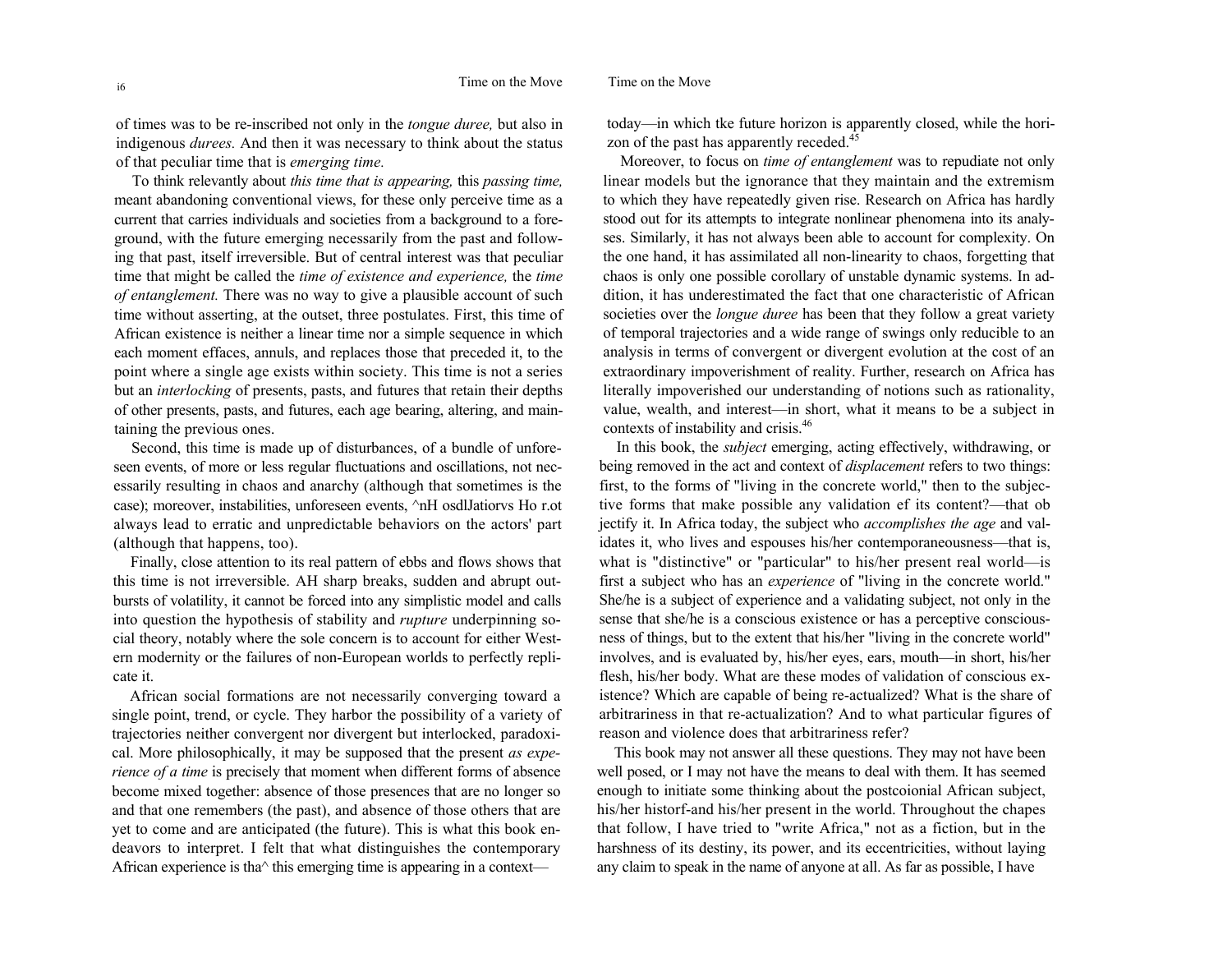of times was to be re-inscribed not only in the *tongue duree,* but also in indigenous *durees.* And then it was necessary to think about the status of that peculiar time that is *emerging time.*

To think relevantly about *this time that is appearing,* this *passing time,* meant abandoning conventional views, for these only perceive time as a current that carries individuals and societies from a background to a foreground, with the future emerging necessarily from the past and following that past, itself irreversible. But of central interest was that peculiar time that might be called the *time of existence and experience,* the *time of entanglement.* There was no way to give a plausible account of such time without asserting, at the outset, three postulates. First, this time of African existence is neither a linear time nor a simple sequence in which each moment effaces, annuls, and replaces those that preceded it, to the point where a single age exists within society. This time is not a series but an *interlocking* of presents, pasts, and futures that retain their depths of other presents, pasts, and futures, each age bearing, altering, and maintaining the previous ones.

Second, this time is made up of disturbances, of a bundle of unforeseen events, of more or less regular fluctuations and oscillations, not necessarily resulting in chaos and anarchy (although that sometimes is the case); moreover, instabilities, unforeseen events, ^nH osdlJatiorvs Ho r.ot always lead to erratic and unpredictable behaviors on the actors' part (although that happens, too).

Finally, close attention to its real pattern of ebbs and flows shows that this time is not irreversible. AH sharp breaks, sudden and abrupt outbursts of volatility, it cannot be forced into any simplistic model and calls into question the hypothesis of stability and *rupture* underpinning social theory, notably where the sole concern is to account for either Western modernity or the failures of non-European worlds to perfectly replicate it.

African social formations are not necessarily converging toward a single point, trend, or cycle. They harbor the possibility of a variety of trajectories neither convergent nor divergent but interlocked, paradoxical. More philosophically, it may be supposed that the present *as experience of a time* is precisely that moment when different forms of absence become mixed together: absence of those presences that are no longer so and that one remembers (the past), and absence of those others that are yet to come and are anticipated (the future). This is what this book endeavors to interpret. I felt that what distinguishes the contemporary African experience is tha^ this emerging time is appearing in a context—today—in which tke future horizon is apparently closed, while the horizon of the past has apparently receded.[45]

Moreover, to focus on *time of entanglement* was to repudiate not only linear models but the ignorance that they maintain and the extremism to which they have repeatedly given rise. Research on Africa has hardly stood out for its attempts to integrate nonlinear phenomena into its analyses. Similarly, it has not always been able to account for complexity. On the one hand, it has assimilated all non-linearity to chaos, forgetting that chaos is only one possible corollary of unstable dynamic systems. In addition, it has underestimated the fact that one characteristic of African societies over the *longue duree* has been that they follow a great variety of temporal trajectories and a wide range of swings only reducible to an analysis in terms of convergent or divergent evolution at the cost of an extraordinary impoverishment of reality. Further, research on Africa has literally impoverished our understanding of notions such as rationality, value, wealth, and interest—in short, what it means to be a subject in contexts of instability and crisis.[46]

In this book, the *subject* emerging, acting effectively, withdrawing, or being removed in the act and context of *displacement* refers to two things: first, to the forms of "living in the concrete world," then to the subjective forms that make possible any validation ef its content?—that objectify it. In Africa today, the subject who *accomplishes the age* and validates it, who lives and espouses his/her contemporaneousness—that is, what is "distinctive" or "particular" to his/her present real world—is first a subject who has an *experience* of "living in the concrete world." She/he is a subject of experience and a validating subject, not only in the sense that she/he is a conscious existence or has a perceptive consciousness of things, but to the extent that his/her "living in the concrete world" involves, and is evaluated by, his/her eyes, ears, mouth—in short, his/her flesh, his/her body. What are these modes of validation of conscious existence? Which are capable of being re-actualized? What is the share of arbitrariness in that re-actualization? And to what particular figures of reason and violence does that arbitrariness refer?

This book may not answer all these questions. They may not have been well posed, or I may not have the means to deal with them. It has seemed enough to initiate some thinking about the postcoionial African subject, his/her historf-and his/her present in the world. Throughout the chapes that follow, I have tried to "write Africa," not as a fiction, but in the harshness of its destiny, its power, and its eccentricities, without laying any claim to speak in the name of anyone at all. As far as possible, I have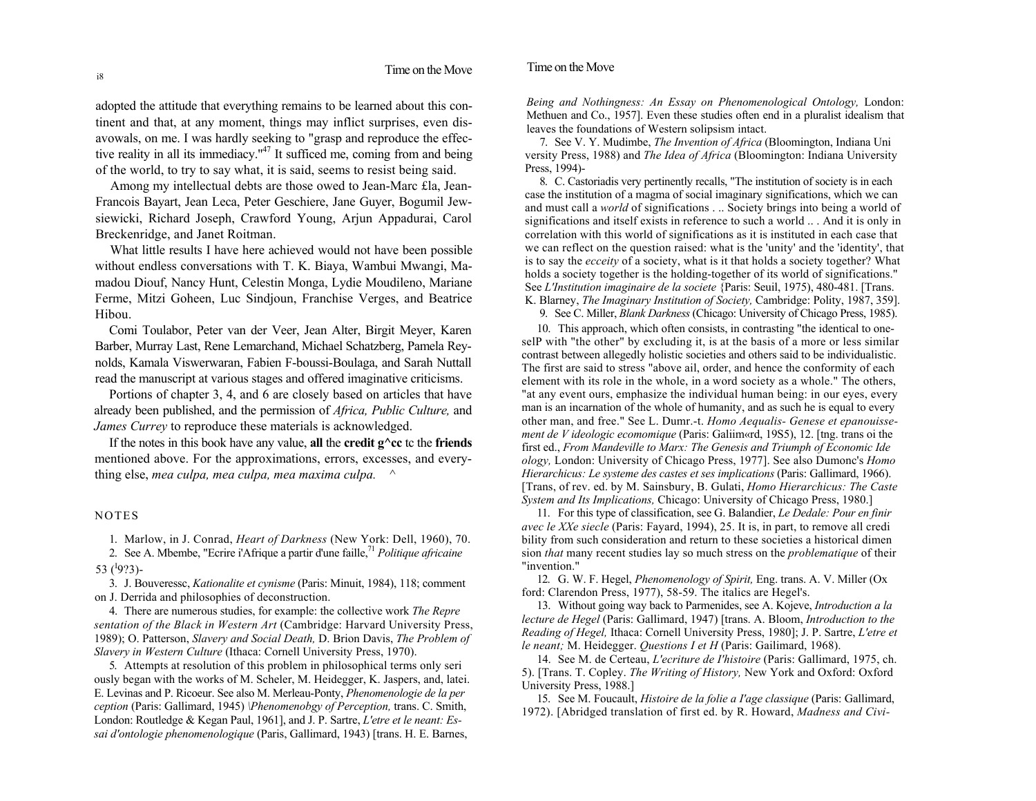adopted the attitude that everything remains to be learned about this continent and that, at any moment, things may inflict surprises, even disavowals, on me. I was hardly seeking to "grasp and reproduce the effective reality in all its immediacy."[47] It sufficed me, coming from and being of the world, to try to say what, it is said, seems to resist being said.

Among my intellectual debts are those owed to Jean-Marc £la, Jean-Francois Bayart, Jean Leca, Peter Geschiere, Jane Guyer, Bogumil Jewsiewicki, Richard Joseph, Crawford Young, Arjun Appadurai, Carol Breckenridge, and Janet Roitman.

What little results I have here achieved would not have been possible without endless conversations with T. K. Biaya, Wambui Mwangi, Mamadou Diouf, Nancy Hunt, Celestin Monga, Lydie Moudileno, Mariane Ferme, Mitzi Goheen, Luc Sindjoun, Franchise Verges, and Beatrice Hibou.

Comi Toulabor, Peter van der Veer, Jean Alter, Birgit Meyer, Karen Barber, Murray Last, Rene Lemarchand, Michael Schatzberg, Pamela Reynolds, Kamala Viswerwaran, Fabien F-boussi-Boulaga, and Sarah Nuttall read the manuscript at various stages and offered imaginative criticisms.

Portions of chapter 3, 4, and 6 are closely based on articles that have already been published, and the permission of *Africa, Public Culture,* and *James Currey* to reproduce these materials is acknowledged.

If the notes in this book have any value, **all** the **credit g^cc** tc the **friends** mentioned above. For the approximations, errors, excesses, and everything else, *mea culpa, mea culpa, mea maxima culpa.* ^

## NOTES

1. Marlow, in J. Conrad, *Heart of Darkness* (New York: Dell, 1960), 70.

2. See A. Mbembe, "Ecrire i'Afrique a partir d'une faille,"[71] *Politique africaine* 53 ([1]9?3)-

3. J. Bouveressc, *Kationalite et cynisme* (Paris: Minuit, 1984), 118; comment on J. Derrida and philosophies of deconstruction.

4. There are numerous studies, for example: the collective work *The Representation of the Black in Western Art* (Cambridge: Harvard University Press, 1989); O. Patterson, *Slavery and Social Death,* D. Brion Davis, *The Problem of Slavery in Western Culture* (Ithaca: Cornell University Press, 1970).

5. Attempts at resolution of this problem in philosophical terms only seriously began with the works of M. Scheler, M. Heidegger, K. Jaspers, and, latei. E. Levinas and P. Ricoeur. See also M. Merleau-Ponty, *Phenomenologie de la perception* (Paris: Gallimard, 1945) \*Phenomenobgy of Perception,* trans. C. Smith, London: Routledge & Kegan Paul, 1961], and J. P. Sartre, *L'etre et le neant: Essai d'ontologie phenomenologique* (Paris, Gallimard, 1943) [trans. H. E. Barnes, *Being and Nothingness: An Essay on Phenomenological Ontology,* London: Methuen and Co., 1957]. Even these studies often end in a pluralist idealism that leaves the foundations of Western solipsism intact.

7. See V. Y. Mudimbe, *The Invention of Africa* (Bloomington, Indiana University Press, 1988) and *The Idea of Africa* (Bloomington: Indiana University Press, 1994)-

8. C. Castoriadis very pertinently recalls, "The institution of society is in each case the institution of a magma of social imaginary significations, which we can and must call a *world* of significations . .. Society brings into being a world of significations and itself exists in reference to such a world .. . And it is only in correlation with this world of significations as it is instituted in each case that we can reflect on the question raised: what is the 'unity' and the 'identity', that is to say the *ecceity* of a society, what is it that holds a society together? What holds a society together is the holding-together of its world of significations." See *L'Institution imaginaire de la societe* {Paris: Seuil, 1975), 480-481. [Trans. K. Blarney, *The Imaginary Institution of Society,* Cambridge: Polity, 1987, 359].

9. See C. Miller, *Blank Darkness* (Chicago: University of Chicago Press, 1985).

10. This approach, which often consists, in contrasting "the identical to oneselP with "the other" by excluding it, is at the basis of a more or less similar contrast between allegedly holistic societies and others said to be individualistic. The first are said to stress "above ail, order, and hence the conformity of each element with its role in the whole, in a word society as a whole." The others, "at any event ours, emphasize the individual human being: in our eyes, every man is an incarnation of the whole of humanity, and as such he is equal to every other man, and free." See L. Dumr.-t. *Homo Aequalis- Genese et epanouissement de V ideologic ecomomique* (Paris: Galiim«rd, 19S5), 12. [tng. trans oi the first ed., *From Mandeville to Marx: The Genesis and Triumph of Economic Ideology,* London: University of Chicago Press, 1977]. See also Dumonc's *Homo Hierarchicus: Le systeme des castes et ses implications* (Paris: Gallimard, 1966). [Trans, of rev. ed. by M. Sainsbury, B. Gulati, *Homo Hierarchicus: The Caste System and Its Implications,* Chicago: University of Chicago Press, 1980.]

11. For this type of classification, see G. Balandier, *Le Dedale: Pour en finir avec le XXe siecle* (Paris: Fayard, 1994), 25. It is, in part, to remove all credibility from such consideration and return to these societies a historical dimension *that* many recent studies lay so much stress on the *problematique* of their "invention."

12. G. W. F. Hegel, *Phenomenology of Spirit,* Eng. trans. A. V. Miller (Oxford: Clarendon Press, 1977), 58-59. The italics are Hegel's.

13. Without going way back to Parmenides, see A. Kojeve, *Introduction a la lecture de Hegel* (Paris: Gallimard, 1947) [trans. A. Bloom, *Introduction to the Reading of Hegel,* Ithaca: Cornell University Press, 1980]; J. P. Sartre, *L'etre et le neant;* M. Heidegger. *Questions I et H* (Paris: Gailimard, 1968).

14. See M. de Certeau, *L'ecriture de I'histoire* (Paris: Gallimard, 1975, ch. 5). [Trans. T. Copley. *The Writing of History,* New York and Oxford: Oxford University Press, 1988.]

15. See M. Foucault, *Histoire de la folie a I'age classique* (Paris: Gallimard, 1972). [Abridged translation of first ed. by R. Howard, *Madness and Civi-*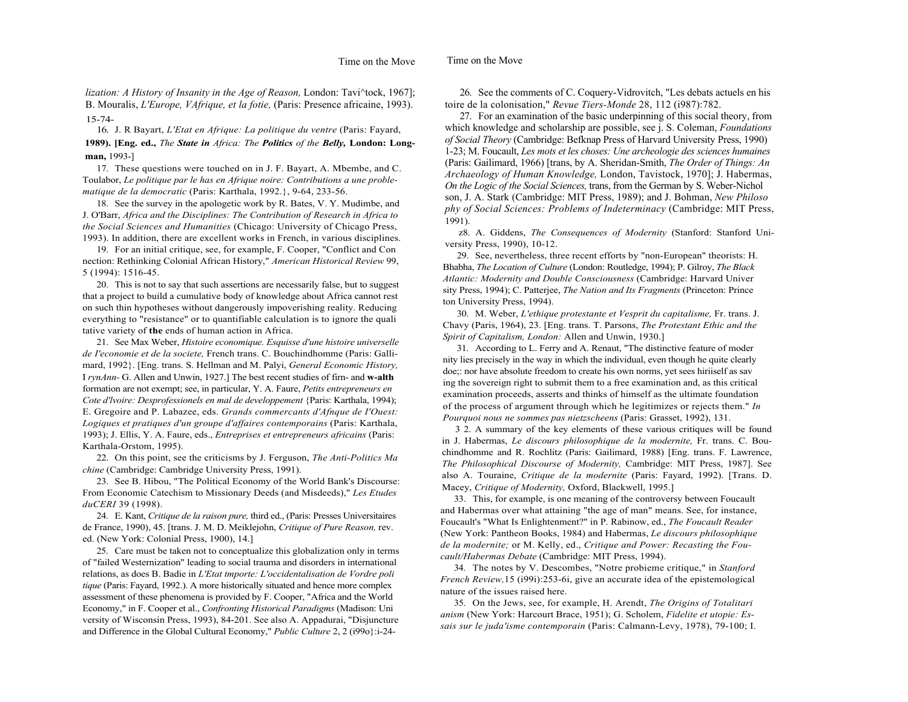*lization: A History of Insanity in the Age of Reason,* London: Tavi^tock, 1967]; B. Mouralis, *L'Europe, VAfrique, et la fotie,* (Paris: Presence africaine, 1993). 15-74-

16. J. R Bayart, *L'Etat en Afrique: La politique du ventre* (Paris: Fayard, **1989). [Eng. ed.,** *The **State in** Africa: The **Politics** of the **Belly,*** **London: Longman,** 1993-]

17. These questions were touched on in J. F. Bayart, A. Mbembe, and C. Toulabor, *Le politique par le has en Afrique noire: Contributions a une problematique de la democratic* (Paris: Karthala, 1992.}, 9-64, 233-56.

18. See the survey in the apologetic work by R. Bates, V. Y. Mudimbe, and J. O'Barr, *Africa and the Disciplines: The Contribution of Research in Africa to the Social Sciences and Humanities* (Chicago: University of Chicago Press, 1993). In addition, there are excellent works in French, in various disciplines.

19. For an initial critique, see, for example, F. Cooper, "Conflict and Con nection: Rethinking Colonial African History," *American Historical Review* 99, 5 (1994): 1516-45.

20. This is not to say that such assertions are necessarily false, but to suggest that a project to build a cumulative body of knowledge about Africa cannot rest on such thin hypotheses without dangerously impoverishing reality. Reducing everything to "resistance" or to quantifiable calculation is to ignore the quali tative variety of **the** ends of human action in Africa.

21. See Max Weber, *Histoire economique. Esquisse d'une histoire universelle de I'economie et de la societe,* French trans. C. Bouchindhomme (Paris: Gallimard, 1992}. [Eng. trans. S. Hellman and M. Palyi, *General Economic History,* I *rynAnn*- G. Allen and Unwin, 1927.] The best recent studies of firn- and **w-alth** formation are not exempt; see, in particular, Y. A. Faure, *Petits entrepreneurs en Cote d'lvoire: Desprofessionels en mal de developpement* {Paris: Karthala, 1994); E. Gregoire and P. Labazee, eds. *Grands commercants d'Afnque de I'Ouest: Logiques et pratiques d'un groupe d'affaires contemporains* (Paris: Karthala, 1993); J. Ellis, Y. A. Faure, eds., *Entreprises et entrepreneurs africains* (Paris: Karthala-Orstom, 1995).

22. On this point, see the criticisms by J. Ferguson, *The Anti-Politics Ma chine* (Cambridge: Cambridge University Press, 1991).

23. See B. Hibou, "The Political Economy of the World Bank's Discourse: From Economic Catechism to Missionary Deeds (and Misdeeds)," *Les Etudes duCERI* 39 (1998).

24. E. Kant, *Critique de la raison pure,* third ed., (Paris: Presses Universitaires de France, 1990), 45. [trans. J. M. D. Meiklejohn, *Critique of Pure Reason,* rev. ed. (New York: Colonial Press, 1900), 14.]

25. Care must be taken not to conceptualize this globalization only in terms of "failed Westernization" leading to social trauma and disorders in international relations, as does B. Badie in *L'Etat tmporte: L'occidentalisation de Vordre poli tique* (Paris: Fayard, 1992.). A more historically situated and hence more complex assessment of these phenomena is provided by F. Cooper, "Africa and the World Economy," in F. Cooper et al., *Confronting Historical Paradigms* (Madison: Uni versity of Wisconsin Press, 1993), 84-201. See also A. Appadurai, "Disjuncture and Difference in the Global Cultural Economy," *Public Culture* 2, 2 (i99o}:i-24-

26. See the comments of C. Coquery-Vidrovitch, "Les debats actuels en his toire de la colonisation," *Revue Tiers-Monde* 28, 112 (i987):782.

27. For an examination of the basic underpinning of this social theory, from which knowledge and scholarship are possible, see j. S. Coleman, *Foundations of Social Theory* (Cambridge: Befknap Press of Harvard University Press, 1990) 1-23; M. Foucault, *Les mots et les choses: Une archeologie des sciences humaines* (Paris: Gailimard, 1966) [trans, by A. Sheridan-Smith, *The Order of Things: An Archaeology of Human Knowledge,* London, Tavistock, 1970]; J. Habermas, *On the Logic of the Social Sciences,* trans, from the German by S. Weber-Nichol son, J. A. Stark (Cambridge: MIT Press, 1989); and J. Bohman, *New Philoso phy of Social Sciences: Problems of Indeterminacy* (Cambridge: MIT Press, 1991).

z8. A. Giddens, *The Consequences of Modernity* (Stanford: Stanford University Press, 1990), 10-12.

29. See, nevertheless, three recent efforts by "non-European" theorists: H. Bhabha, *The Location of Culture* (London: Routledge, 1994); P. Gilroy, *The Black Atlantic: Modernity and Double Consciousness* (Cambridge: Harvard Univer sity Press, 1994); C. Patterjee, *The Nation and Its Fragments* (Princeton: Prince ton University Press, 1994).

30. M. Weber, *L'ethique protestante et Vesprit du capitalisme,* Fr. trans. J. Chavy (Paris, 1964), 23. [Eng. trans. T. Parsons, *The Protestant Ethic and the Spirit of Capitalism, London:* Allen and Unwin, 1930.]

31. According to L. Ferry and A. Renaut, "The distinctive feature of moder nity lies precisely in the way in which the individual, even though he quite clearly doe;: nor have absolute freedom to create his own norms, yet sees hiriiself as sav ing the sovereign right to submit them to a free examination and, as this critical examination proceeds, asserts and thinks of himself as the ultimate foundation of the process of argument through which he legitimizes or rejects them." *In Pourquoi nous ne sommes pas nietzscheens* (Paris: Grasset, 1992), 131.

3 2. A summary of the key elements of these various critiques will be found in J. Habermas, *Le discours philosophique de la modernite,* Fr. trans. C. Bouchindhomme and R. Rochlitz (Paris: Gailimard, 1988) [Eng. trans. F. Lawrence, *The Philosophical Discourse of Modernity,* Cambridge: MIT Press, 1987]. See also A. Touraine, *Critique de la modernite* (Paris: Fayard, 1992). [Trans. D. Macey, *Critique of Modernity,* Oxford, Blackwell, 1995.]

33. This, for example, is one meaning of the controversy between Foucault and Habermas over what attaining "the age of man" means. See, for instance, Foucault's "What Is Enlightenment?" in P. Rabinow, ed., *The Foucault Reader* (New York: Pantheon Books, 1984) and Habermas, *Le discours philosophique de la modernite;* or M. Kelly, ed., *Critique and Power: Recasting the Foucault/Habermas Debate* (Cambridge: MIT Press, 1994).

34. The notes by V. Descombes, "Notre probieme critique," in *Stanford French Review,*15 (i99i):253-6i, give an accurate idea of the epistemological nature of the issues raised here.

35. On the Jews, see, for example, H. Arendt, *The Origins of Totalitari anism* (New York: Harcourt Brace, 1951); G. Scholem, *Fidelite et utopie: Essais sur le juda'isme contemporain* (Paris: Calmann-Levy, 1978), 79-100; I.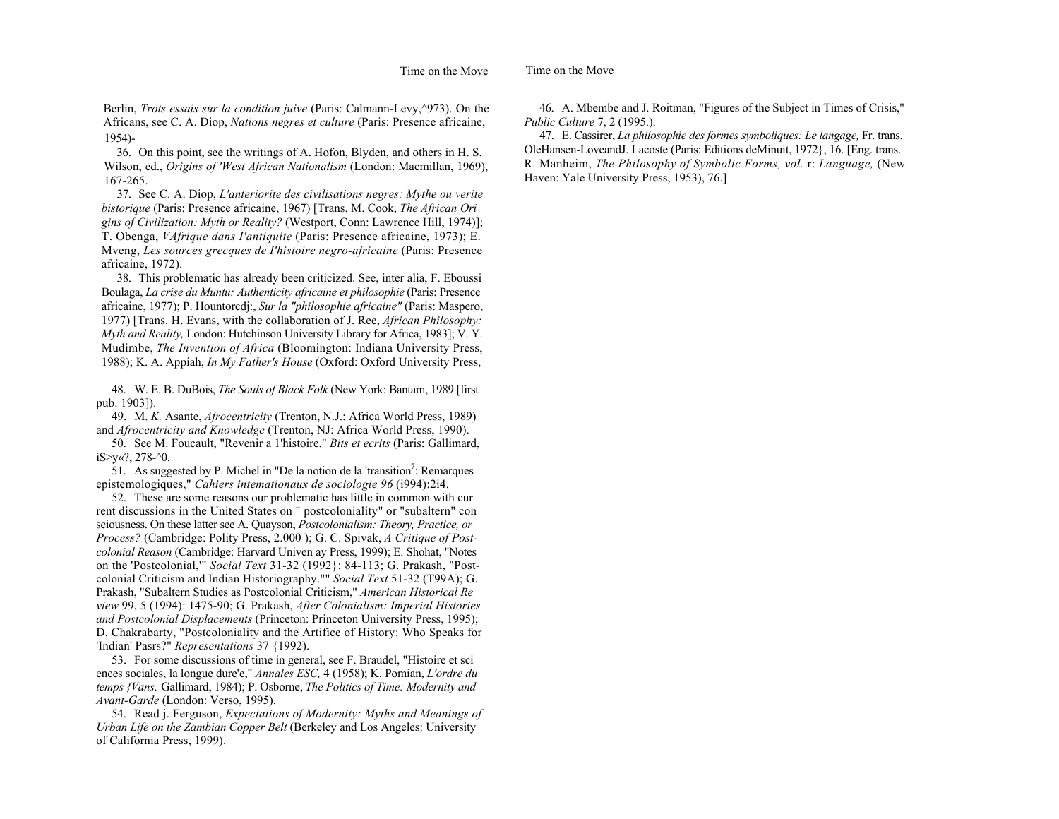Berlin, *Trots essais sur la condition juive* (Paris: Calmann-Levy,^973). On the Africans, see C. A. Diop, *Nations negres et culture* (Paris: Presence africaine, 1954)-

36. On this point, see the writings of A. Hofon, Blyden, and others in H. S. Wilson, ed., *Origins of 'West African Nationalism* (London: Macmillan, 1969), 167-265.

37. See C. A. Diop, *L'anteriorite des civilisations negres: Mythe ou verite bistorique* (Paris: Presence africaine, 1967) [Trans. M. Cook, *The African Ori gins of Civilization: Myth or Reality?* (Westport, Conn: Lawrence Hill, 1974)]; T. Obenga, *VAfrique dans I'antiquite* (Paris: Presence africaine, 1973); E. Mveng, *Les sources grecques de I'histoire negro-africaine* (Paris: Presence africaine, 1972).

38. This problematic has already been criticized. See, inter alia, F. Eboussi Boulaga, *La crise du Muntu: Authenticity africaine et philosophie* (Paris: Presence africaine, 1977); P. Hountorcdj:, *Sur la "philosophie africaine"* (Paris: Maspero, 1977) [Trans. H. Evans, with the collaboration of J. Ree, *African Philosophy: Myth and Reality,* London: Hutchinson University Library for Africa, 1983]; V. Y. Mudimbe, *The Invention of Africa* (Bloomington: Indiana University Press, 1988); K. A. Appiah, *In My Father's House* (Oxford: Oxford University Press,

48. W. E. B. DuBois, *The Souls of Black Folk* (New York: Bantam, 1989 [first pub. 1903]).

49. M. *K.* Asante, *Afrocentricity* (Trenton, N.J.: Africa World Press, 1989) and *Afrocentricity and Knowledge* (Trenton, NJ: Africa World Press, 1990).

50. See M. Foucault, "Revenir a 1'histoire." *Bits et ecrits* (Paris: Gallimard, iS>y«?, 278-^0.

51. As suggested by P. Michel in "De la notion de la 'transition': Remarques epistemologiques," *Cahiers intemationaux de sociologie 96* (i994):2i4.

52. These are some reasons our problematic has little in common with cur rent discussions in the United States on " postcoloniality" or "subaltern" con sciousness. On these latter see A. Quayson, *Postcolonialism: Theory, Practice, or Process?* (Cambridge: Polity Press, 2.000 ); G. C. Spivak, *A Critique of Post-colonial Reason* (Cambridge: Harvard Univen ay Press, 1999); E. Shohat, "Notes on the 'Postcolonial,'" *Social Text* 31-32 (1992}: 84-113; G. Prakash, "Post-colonial Criticism and Indian Historiography."" *Social Text* 51-32 (T99A); G. Prakash, "Subaltern Studies as Postcolonial Criticism," *American Historical Re view* 99, 5 (1994): 1475-90; G. Prakash, *After Colonialism: Imperial Histories and Postcolonial Displacements* (Princeton: Princeton University Press, 1995); D. Chakrabarty, "Postcoloniality and the Artifice of History: Who Speaks for 'Indian' Pasrs?" *Representations* 37 {1992).

53. For some discussions of time in general, see F. Braudel, "Histoire et sci ences sociales, la longue dure'e," *Annales ESC,* 4 (1958); K. Pomian, *L'ordre du temps {Vans:* Gallimard, 1984); P. Osborne, *The Politics of Time: Modernity and Avant-Garde* (London: Verso, 1995).

54. Read j. Ferguson, *Expectations of Modernity: Myths and Meanings of Urban Life on the Zambian Copper Belt* (Berkeley and Los Angeles: University of California Press, 1999).

46. A. Mbembe and J. Roitman, "Figures of the Subject in Times of Crisis," *Public Culture* 7, 2 (1995.).

47. E. Cassirer, *La philosophie des formes symboliques: Le langage,* Fr. trans. OleHansen-LoveandJ. Lacoste (Paris: Editions deMinuit, 1972}, 16. [Eng. trans. R. Manheim, *The Philosophy of Symbolic Forms, vol.* r: *Language,* (New Haven: Yale University Press, 1953), 76.]